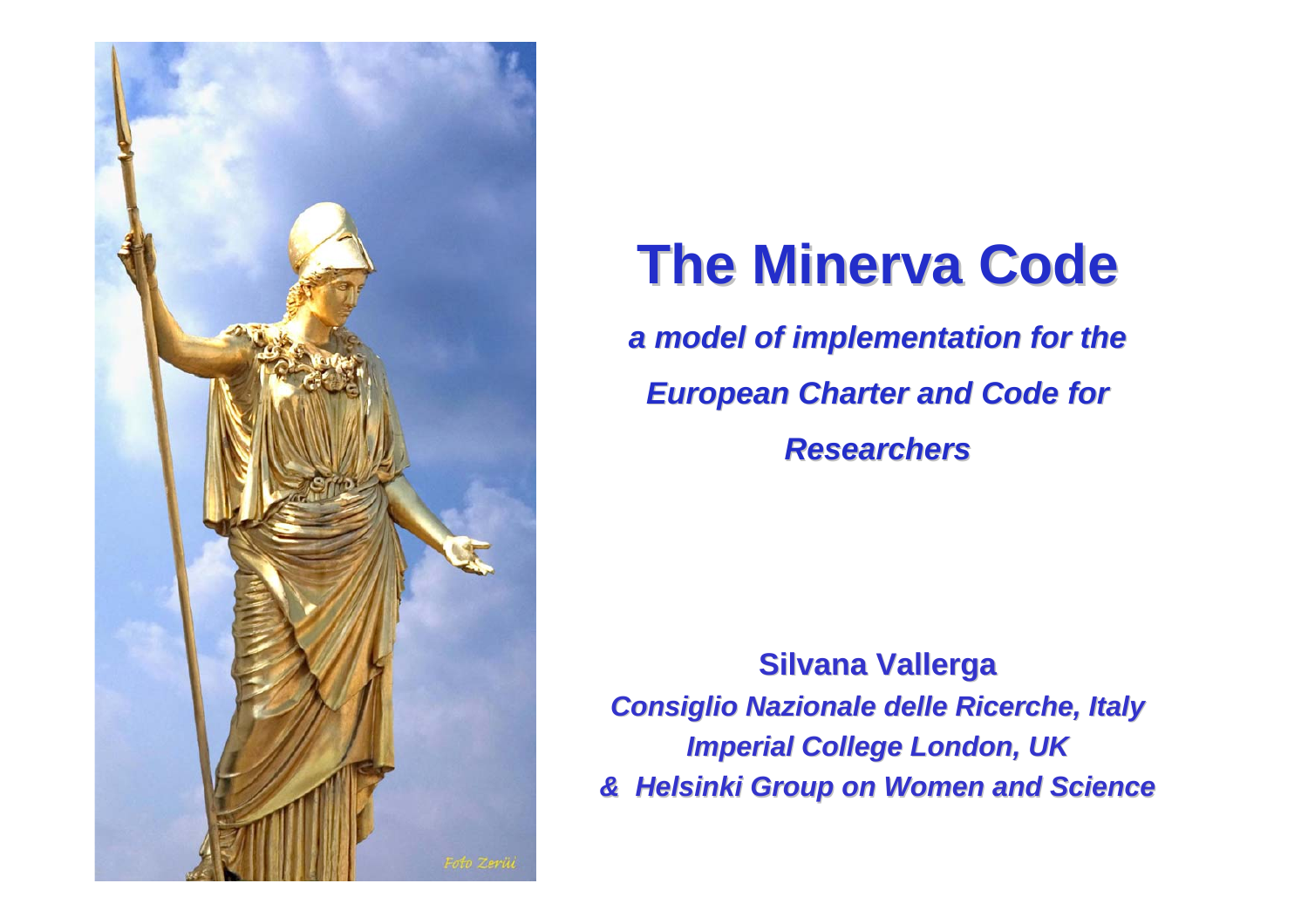# The Minerva Code

*a model of implementation for the European Charter and Code for Researchers*

**Silvana Vallerga**

*Consiglio Nazionale delle Ricerche, Italy*

*Imperial College London, UK*

*& Helsinki Group on Women and Science*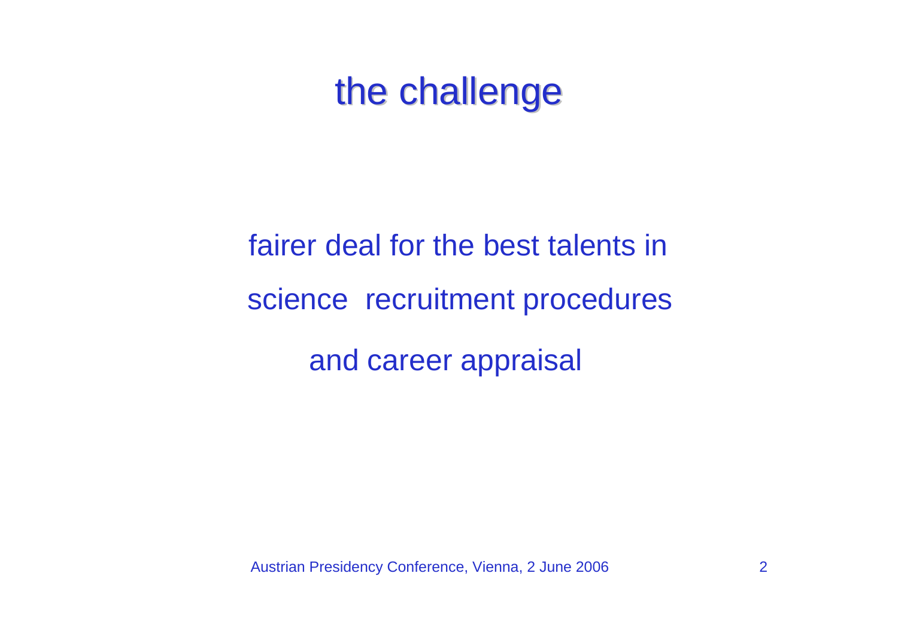# the challenge

fairer deal for the best talents in science recruitment procedures and career appraisal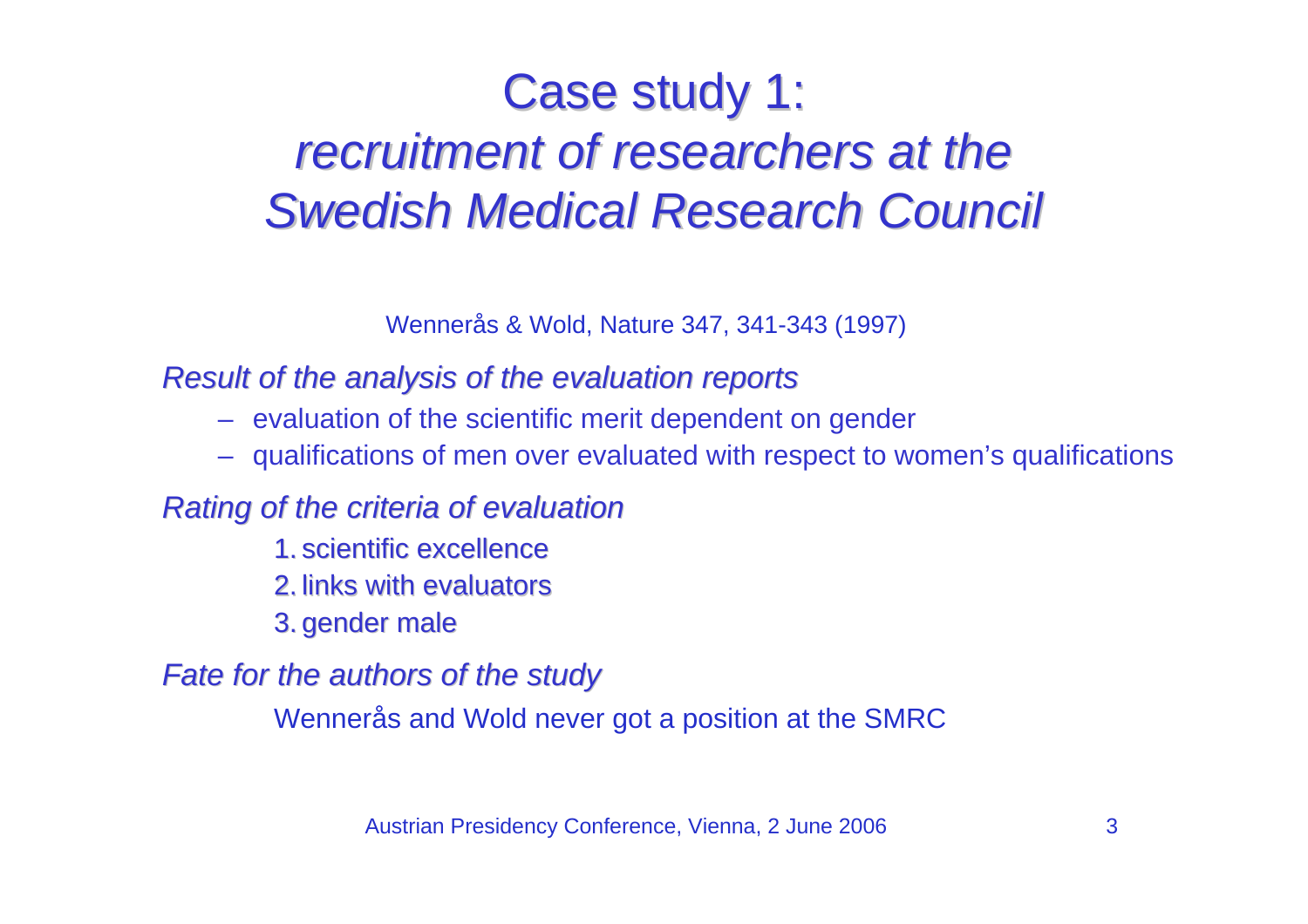# Case study 1:
## *recruitment of researchers at the Swedish Medical Research Council*

Wennerås & Wold, Nature 347, 341-343 (1997)

*Result of the analysis of the evaluation reports*

- evaluation of the scientific merit dependent on gender
- qualifications of men over evaluated with respect to women's qualifications

*Rating of the criteria of evaluation*

1. scientific excellence
2. links with evaluators
3. gender male

*Fate for the authors of the study*

Wennerås and Wold never got a position at the SMRC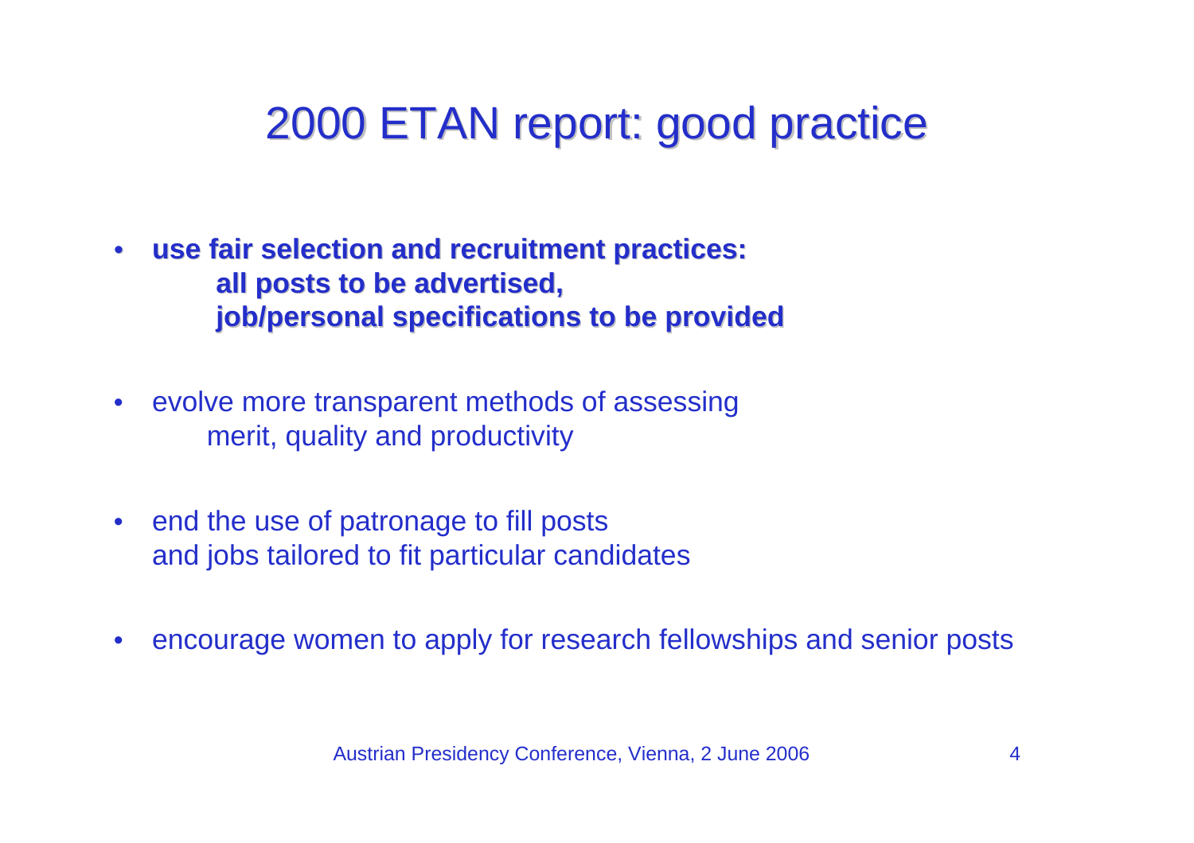# 2000 ETAN report: good practice

- **use fair selection and recruitment practices:**
  **all posts to be advertised,**
  **job/personal specifications to be provided**

- evolve more transparent methods of assessing
  merit, quality and productivity

- end the use of patronage to fill posts
  and jobs tailored to fit particular candidates

- encourage women to apply for research fellowships and senior posts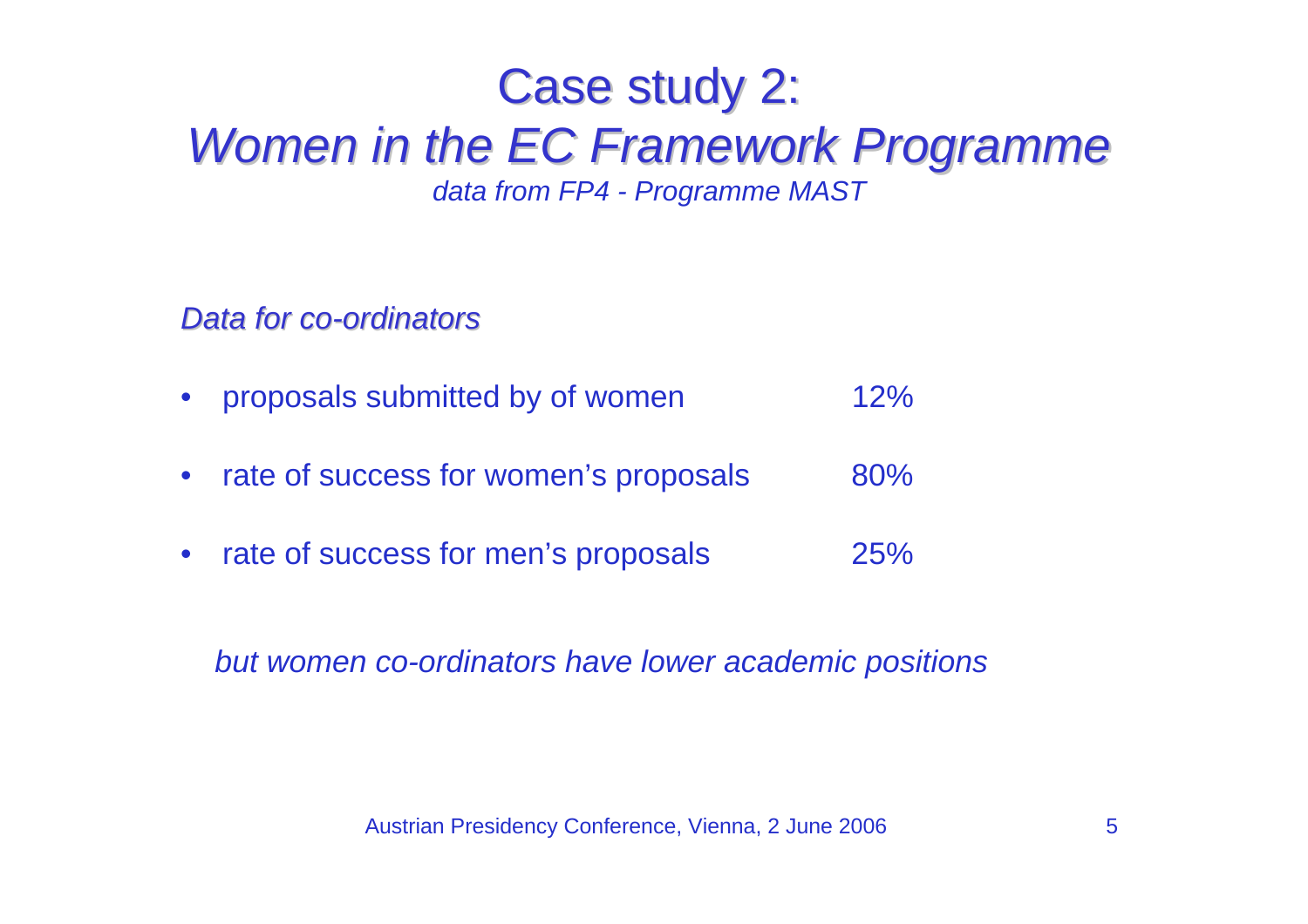# Case study 2:
# *Women in the EC Framework Programme*

*data from FP4 - Programme MAST*

*Data for co-ordinators*

- proposals submitted by of women 12%
- rate of success for women's proposals 80%
- rate of success for men's proposals 25%

*but women co-ordinators have lower academic positions*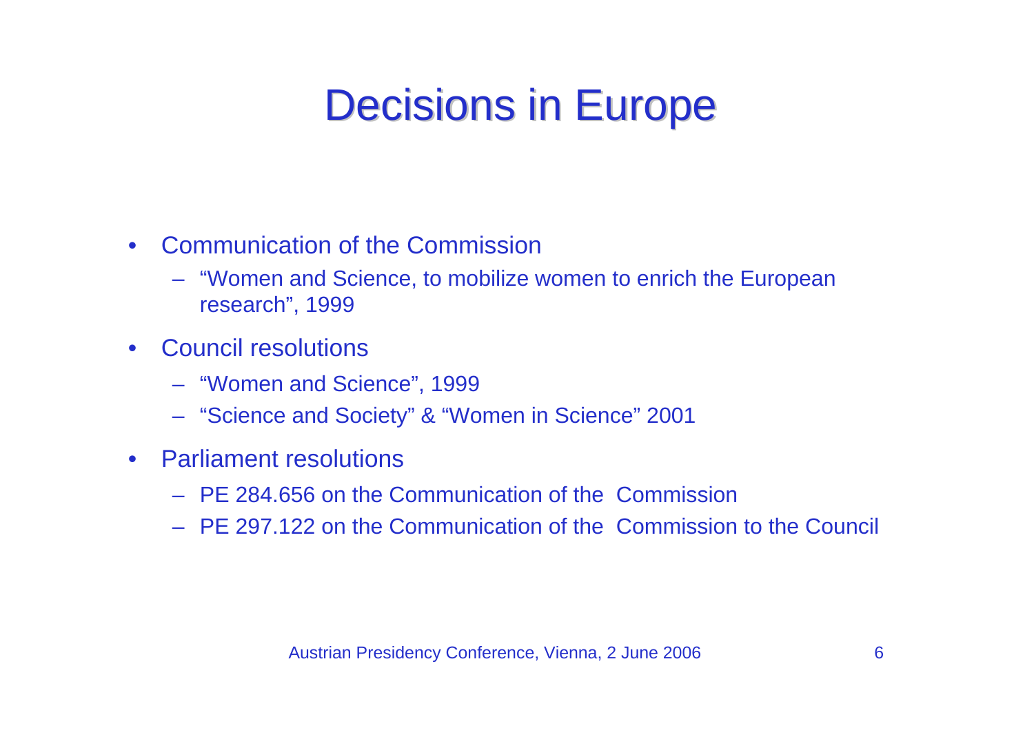# Decisions in Europe

- Communication of the Commission
  - "Women and Science, to mobilize women to enrich the European research", 1999
- Council resolutions
  - "Women and Science", 1999
  - "Science and Society" & "Women in Science" 2001
- Parliament resolutions
  - PE 284.656 on the Communication of the Commission
  - PE 297.122 on the Communication of the Commission to the Council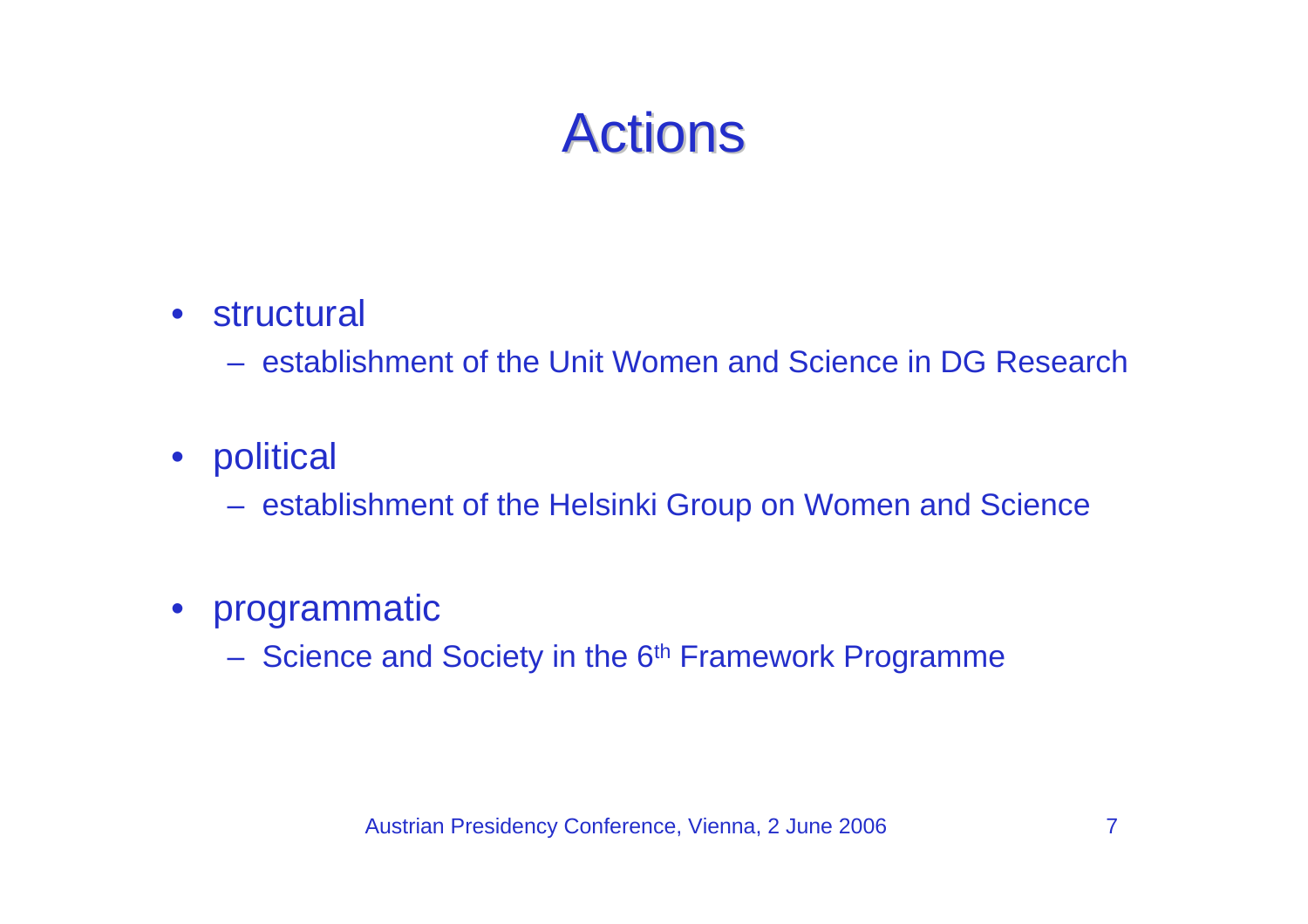# Actions

- structural
  - establishment of the Unit Women and Science in DG Research
- political
  - establishment of the Helsinki Group on Women and Science
- programmatic
  - Science and Society in the 6th Framework Programme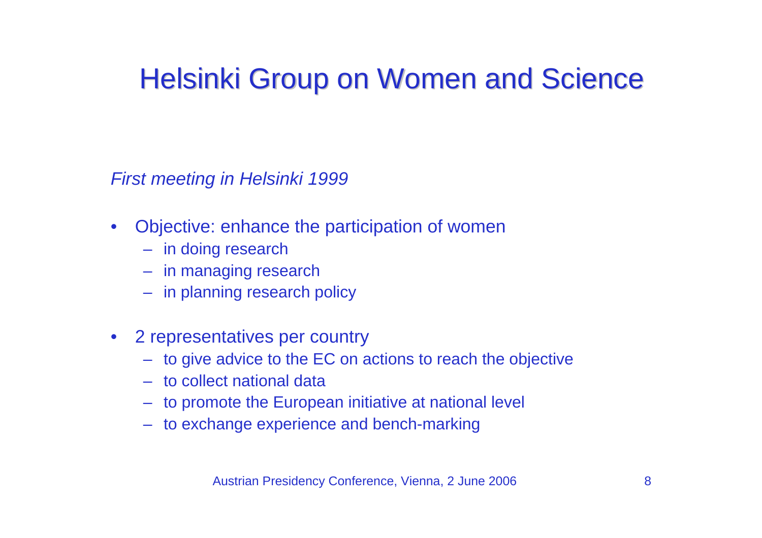# Helsinki Group on Women and Science

*First meeting in Helsinki 1999*

- Objective: enhance the participation of women
  - in doing research
  - in managing research
  - in planning research policy

- 2 representatives per country
  - to give advice to the EC on actions to reach the objective
  - to collect national data
  - to promote the European initiative at national level
  - to exchange experience and bench-marking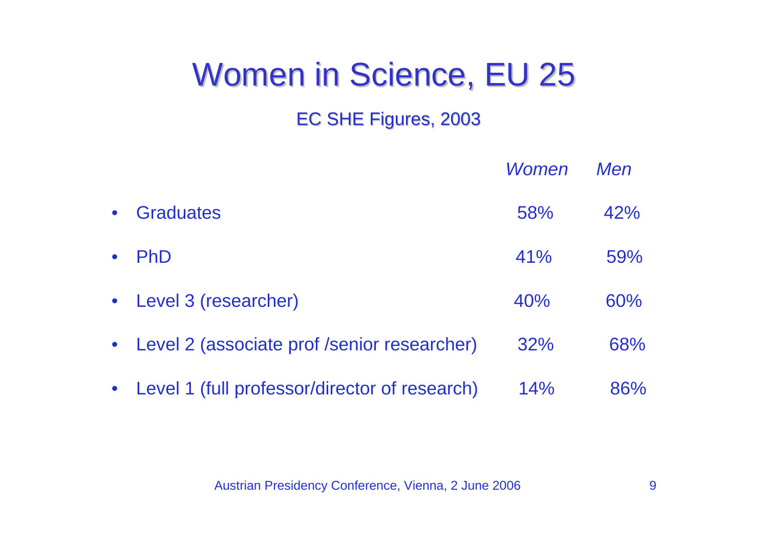# Women in Science, EU 25

## EC SHE Figures, 2003

| | *Women* | *Men* |
|---|---|---|
| • Graduates | 58% | 42% |
| • PhD | 41% | 59% |
| • Level 3 (researcher) | 40% | 60% |
| • Level 2 (associate prof /senior researcher) | 32% | 68% |
| • Level 1 (full professor/director of research) | 14% | 86% |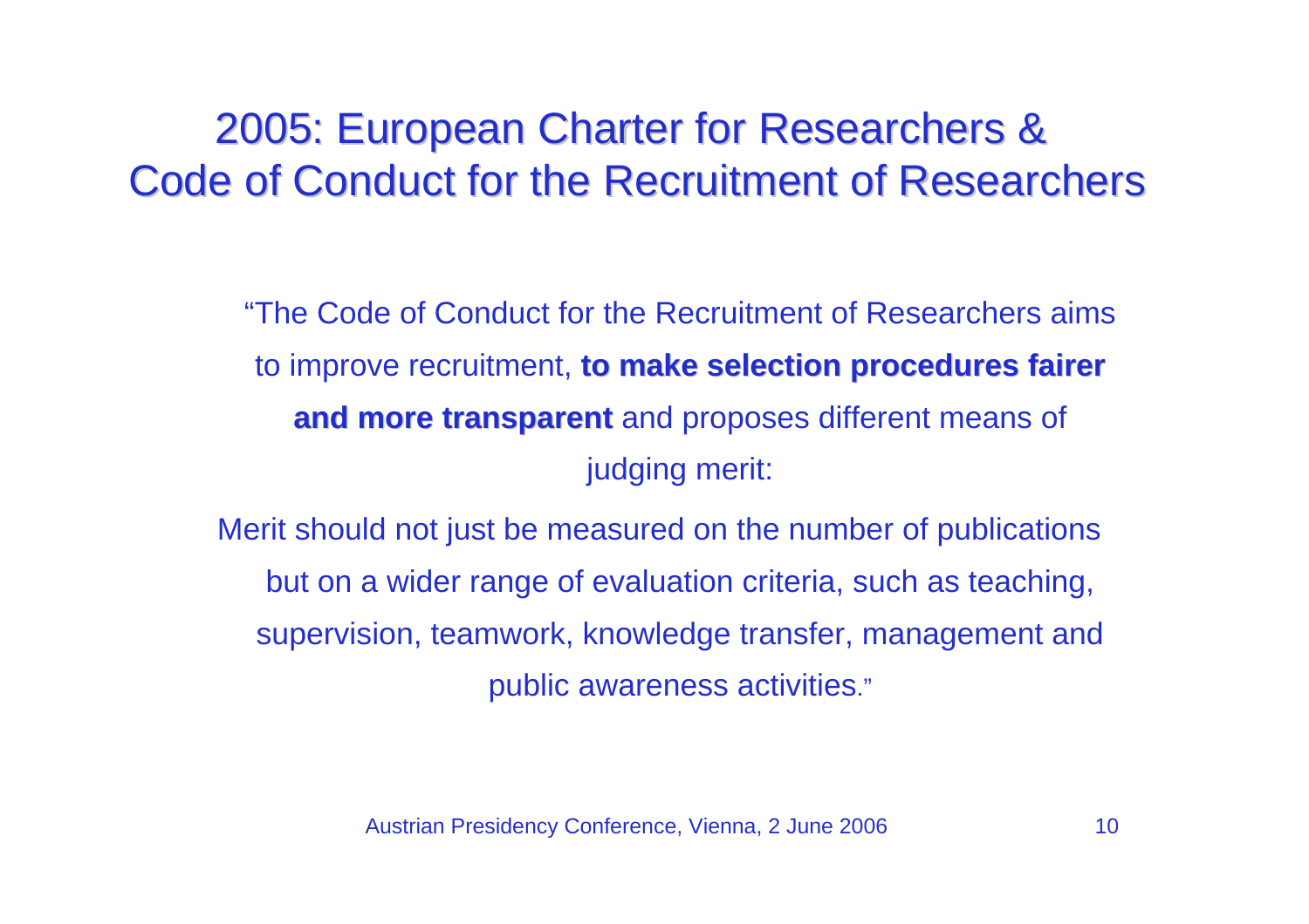# 2005: European Charter for Researchers & Code of Conduct for the Recruitment of Researchers

"The Code of Conduct for the Recruitment of Researchers aims to improve recruitment, **to make selection procedures fairer and more transparent** and proposes different means of judging merit:

Merit should not just be measured on the number of publications but on a wider range of evaluation criteria, such as teaching, supervision, teamwork, knowledge transfer, management and public awareness activities."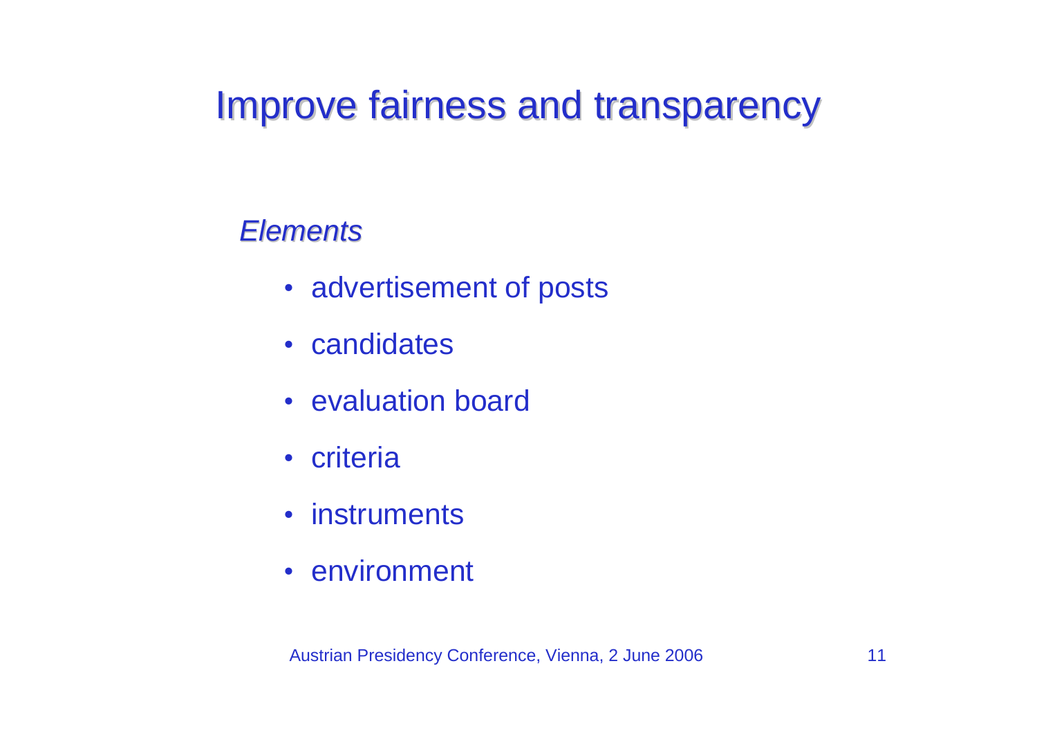# Improve fairness and transparency

*Elements*

- advertisement of posts
- candidates
- evaluation board
- criteria
- instruments
- environment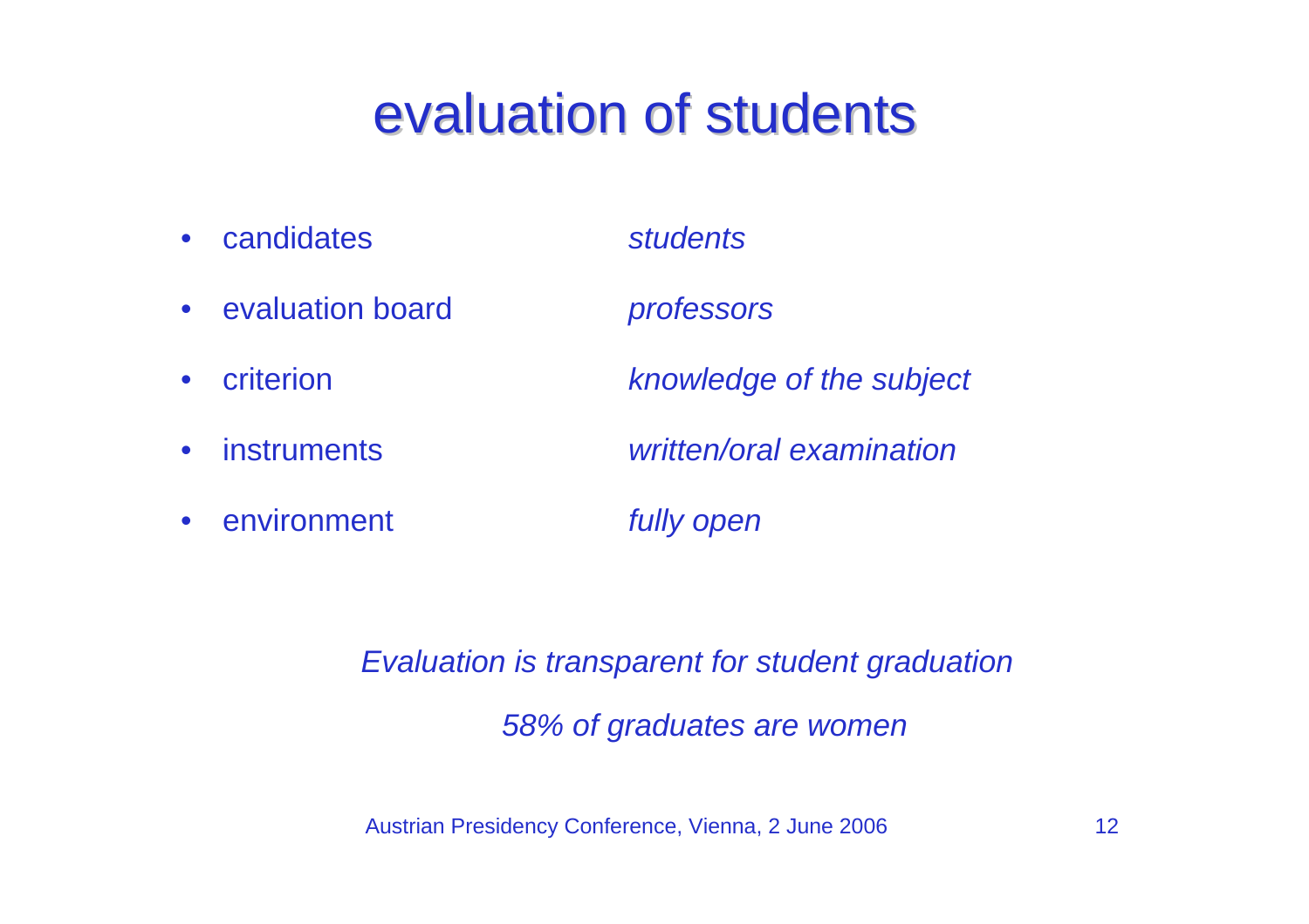# evaluation of students

- candidates — *students*
- evaluation board — *professors*
- criterion — *knowledge of the subject*
- instruments — *written/oral examination*
- environment — *fully open*

*Evaluation is transparent for student graduation*

*58% of graduates are women*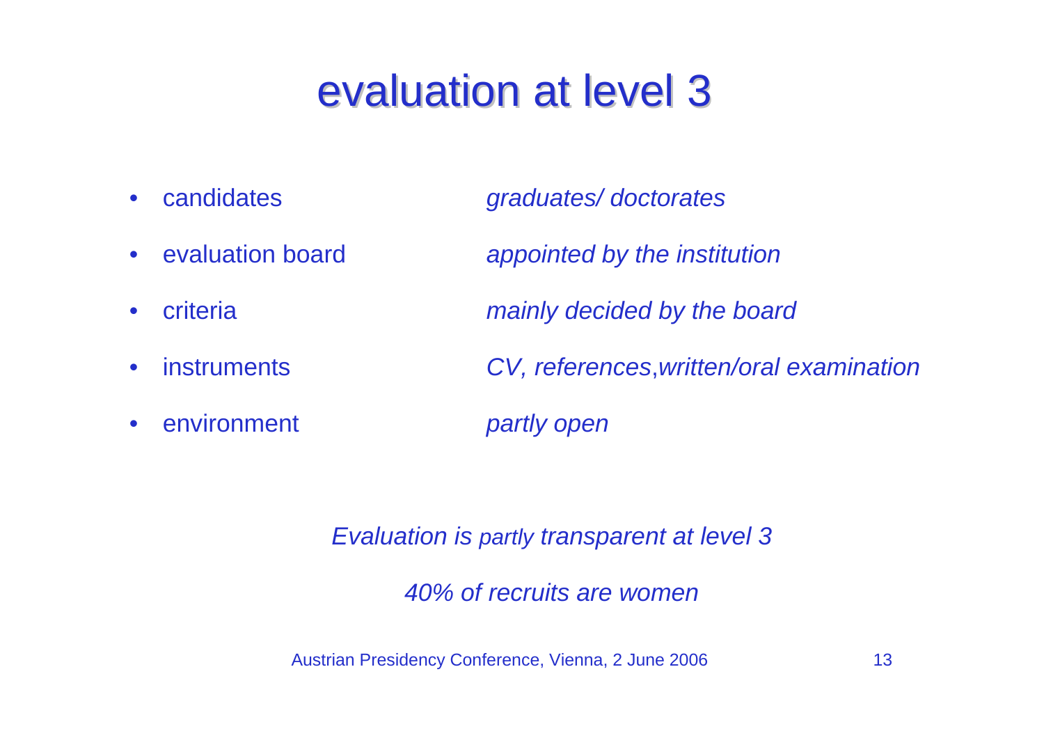# evaluation at level 3

- candidates — *graduates/ doctorates*
- evaluation board — *appointed by the institution*
- criteria — *mainly decided by the board*
- instruments — *CV, references,written/oral examination*
- environment — *partly open*

*Evaluation is partly transparent at level 3*

*40% of recruits are women*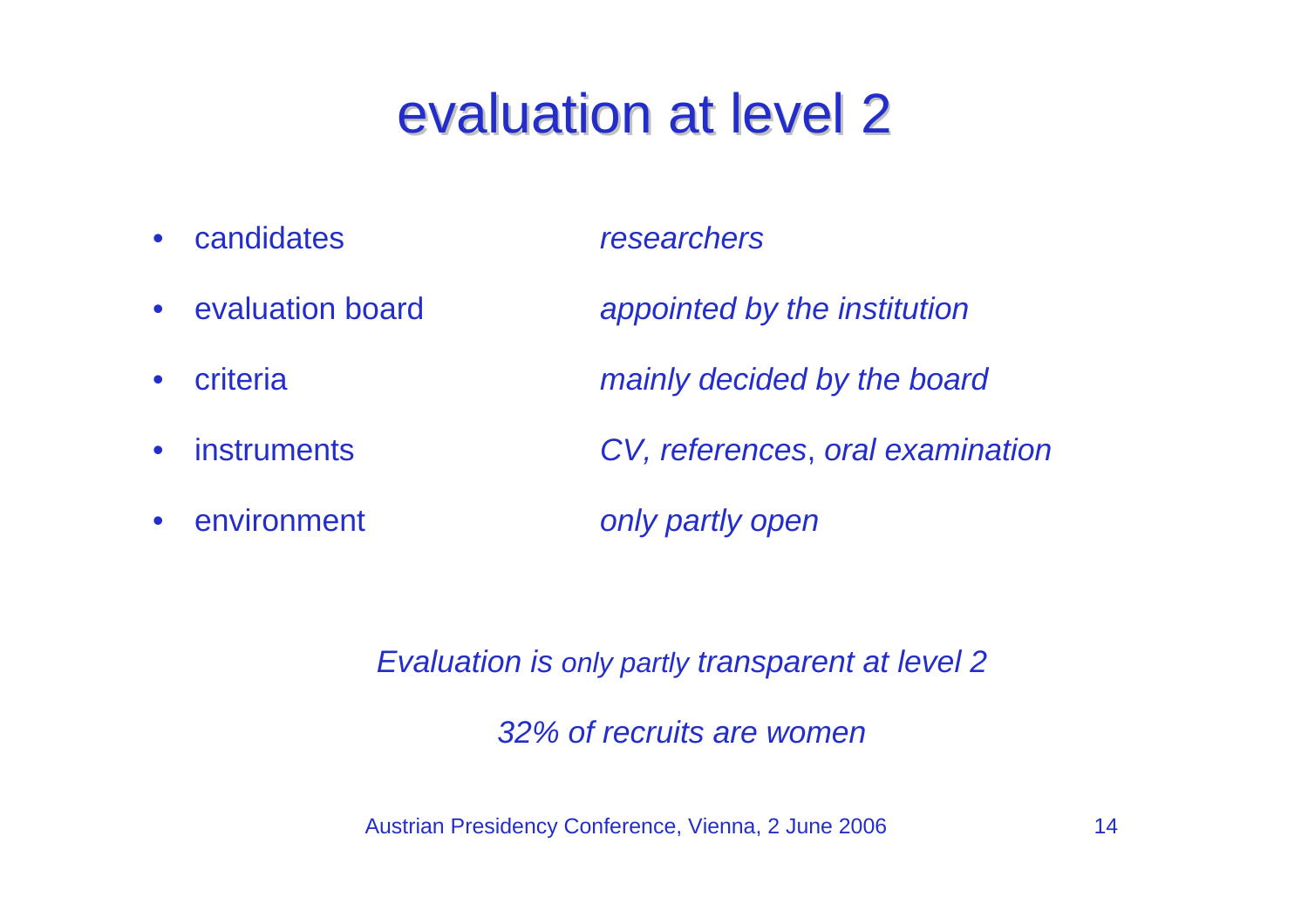# evaluation at level 2

- candidates — *researchers*
- evaluation board — *appointed by the institution*
- criteria — *mainly decided by the board*
- instruments — *CV, references, oral examination*
- environment — *only partly open*

*Evaluation is only partly transparent at level 2*

*32% of recruits are women*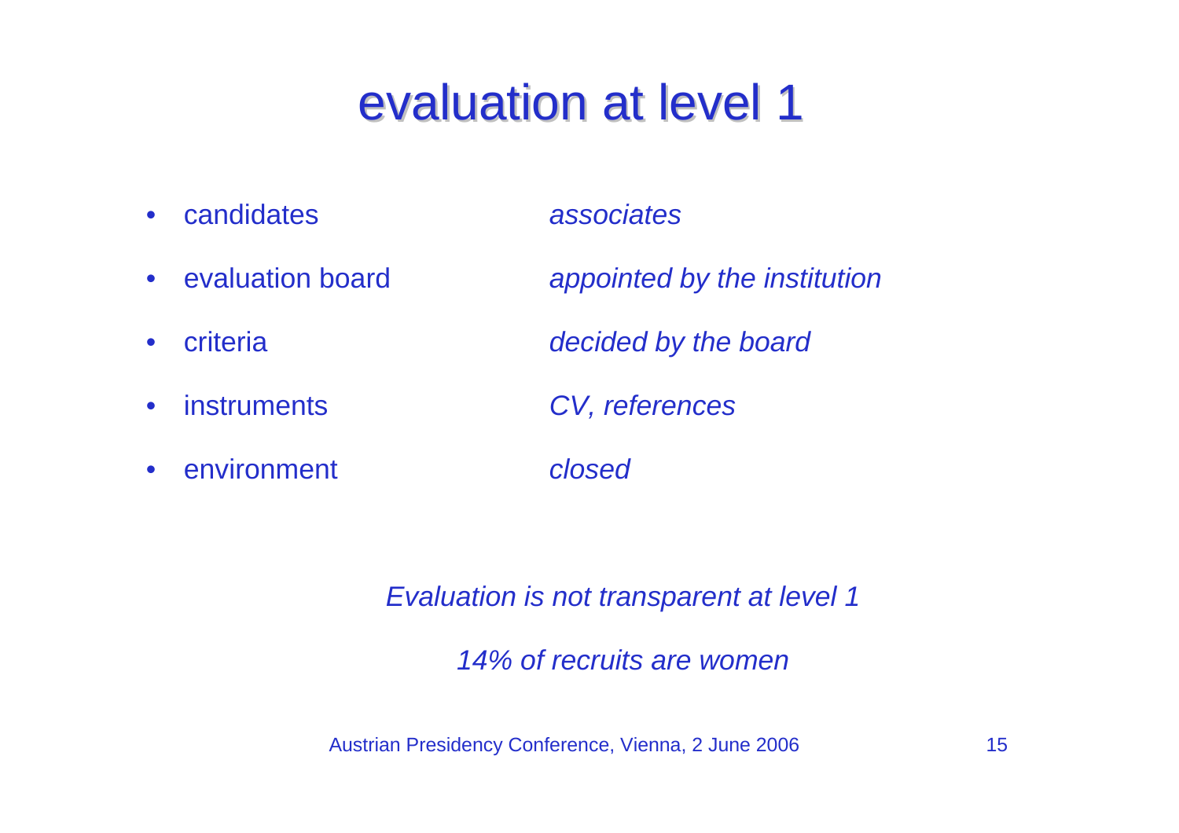# evaluation at level 1

- candidates — *associates*
- evaluation board — *appointed by the institution*
- criteria — *decided by the board*
- instruments — *CV, references*
- environment — *closed*

*Evaluation is not transparent at level 1*

*14% of recruits are women*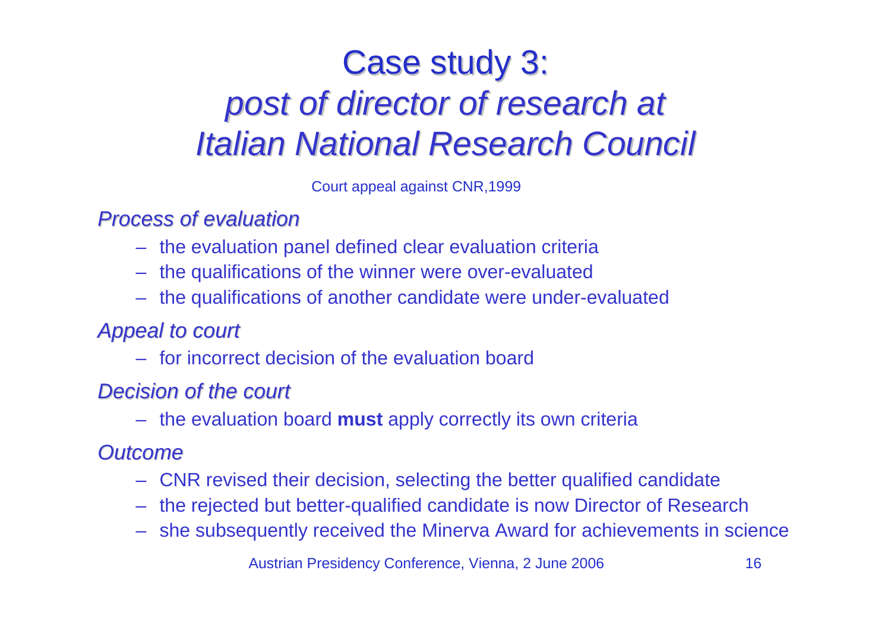# Case study 3: *post of director of research at Italian National Research Council*

Court appeal against CNR,1999

*Process of evaluation*

- the evaluation panel defined clear evaluation criteria
- the qualifications of the winner were over-evaluated
- the qualifications of another candidate were under-evaluated

*Appeal to court*

- for incorrect decision of the evaluation board

*Decision of the court*

- the evaluation board **must** apply correctly its own criteria

*Outcome*

- CNR revised their decision, selecting the better qualified candidate
- the rejected but better-qualified candidate is now Director of Research
- she subsequently received the Minerva Award for achievements in science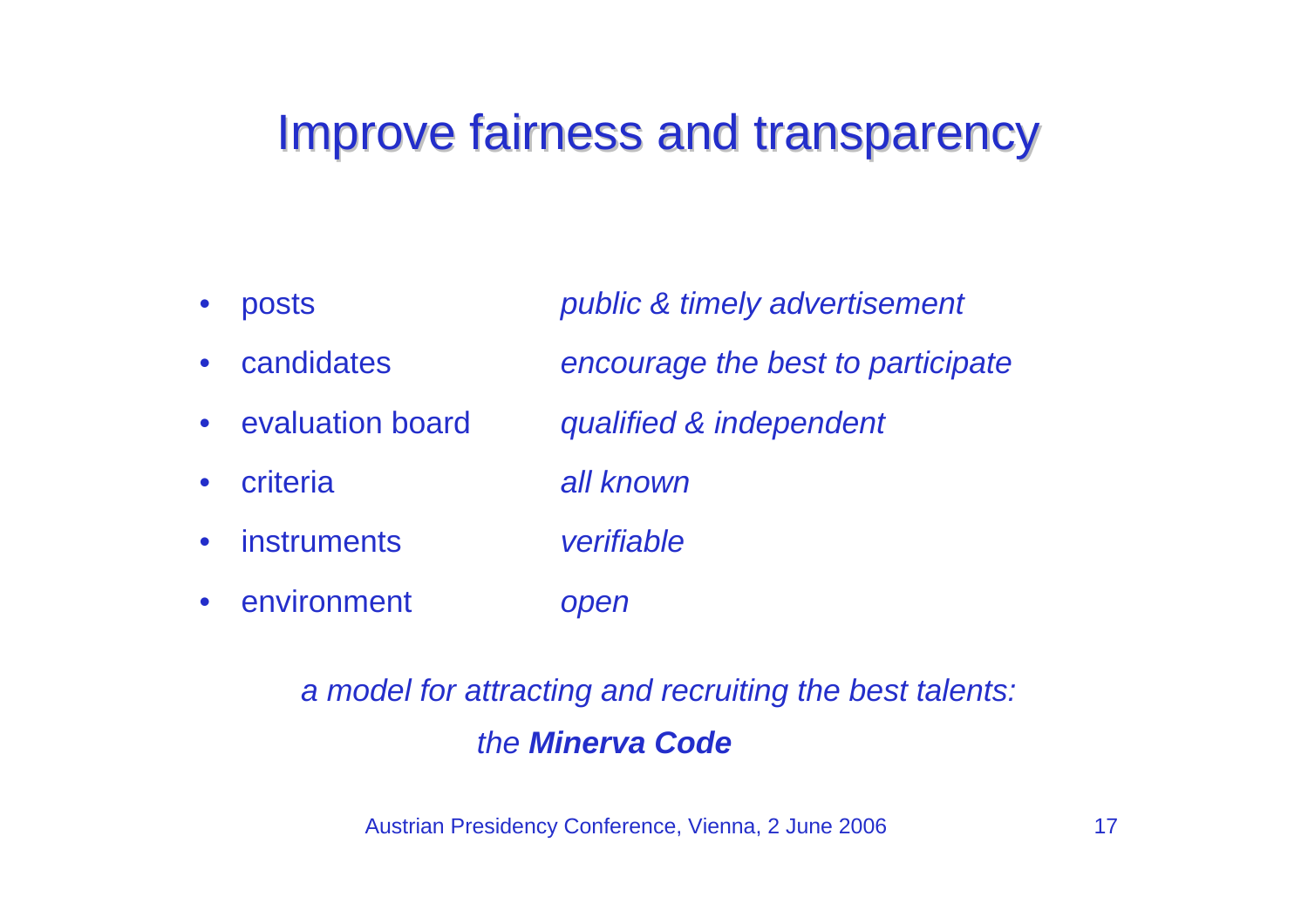# Improve fairness and transparency

- posts — *public & timely advertisement*
- candidates — *encourage the best to participate*
- evaluation board — *qualified & independent*
- criteria — *all known*
- instruments — *verifiable*
- environment — *open*

*a model for attracting and recruiting the best talents:*

*the* ***Minerva Code***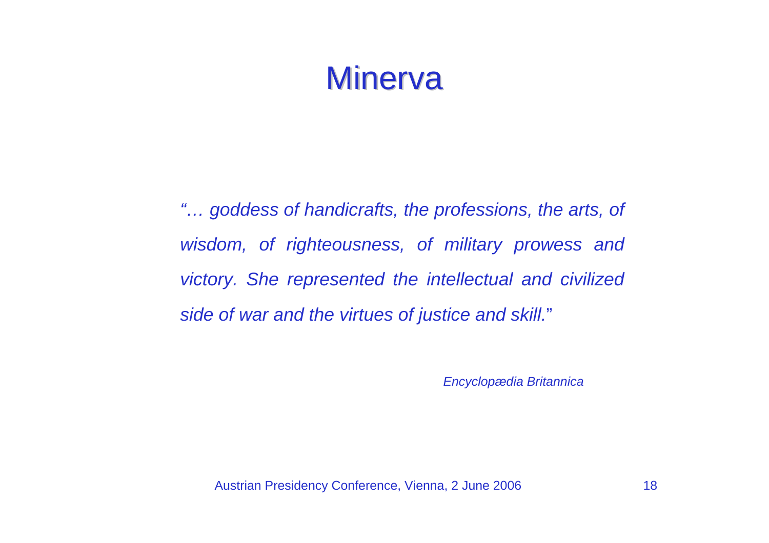# Minerva

*"… goddess of handicrafts, the professions, the arts, of wisdom, of righteousness, of military prowess and victory. She represented the intellectual and civilized side of war and the virtues of justice and skill."*

*Encyclopædia Britannica*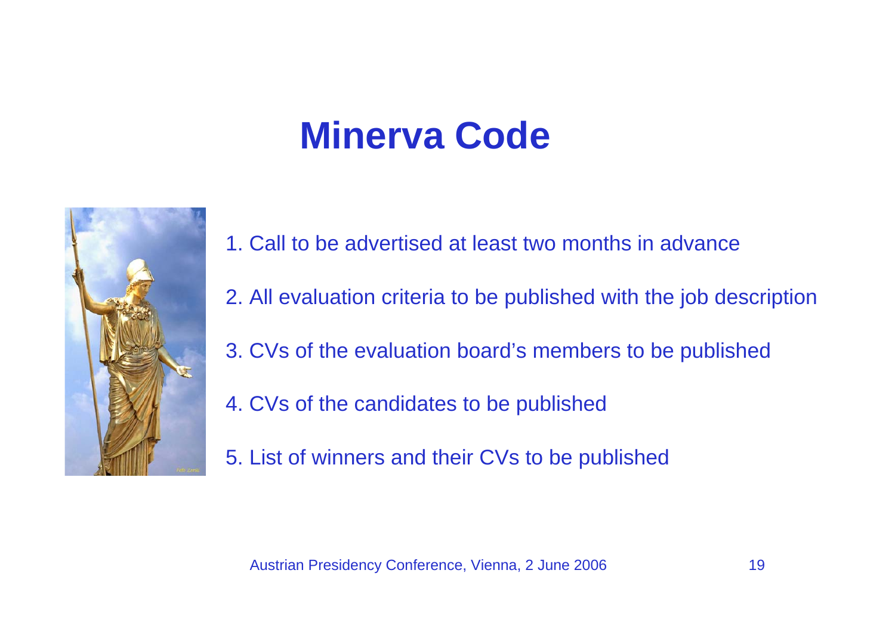# Minerva Code

1. Call to be advertised at least two months in advance
2. All evaluation criteria to be published with the job description
3. CVs of the evaluation board's members to be published
4. CVs of the candidates to be published
5. List of winners and their CVs to be published